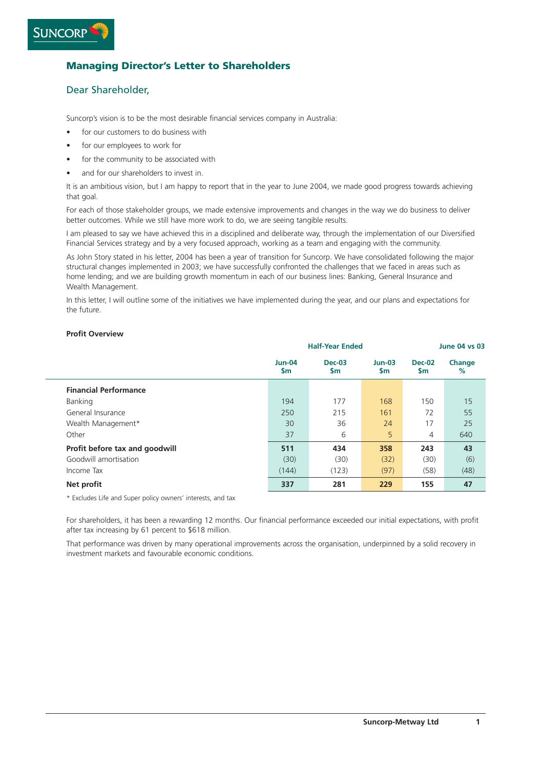## Managing Director's Letter to Shareholders

### Dear Shareholder,

Suncorp's vision is to be the most desirable financial services company in Australia:

- for our customers to do business with
- for our employees to work for
- for the community to be associated with
- and for our shareholders to invest in.

It is an ambitious vision, but I am happy to report that in the year to June 2004, we made good progress towards achieving that goal.

For each of those stakeholder groups, we made extensive improvements and changes in the way we do business to deliver better outcomes. While we still have more work to do, we are seeing tangible results.

I am pleased to say we have achieved this in a disciplined and deliberate way, through the implementation of our Diversified Financial Services strategy and by a very focused approach, working as a team and engaging with the community.

As John Story stated in his letter, 2004 has been a year of transition for Suncorp. We have consolidated following the major structural changes implemented in 2003; we have successfully confronted the challenges that we faced in areas such as home lending; and we are building growth momentum in each of our business lines: Banking, General Insurance and Wealth Management.

In this letter, I will outline some of the initiatives we have implemented during the year, and our plans and expectations for the future.

**Profit Overview**

| | Half-Year Ended | | | | June 04 vs 03 |
|---|---|---|---|---|---|
| | Jun-04 $m | Dec-03 $m | Jun-03 $m | Dec-02 $m | Change % |
| **Financial Performance** | | | | | |
| Banking | 194 | 177 | 168 | 150 | 15 |
| General Insurance | 250 | 215 | 161 | 72 | 55 |
| Wealth Management* | 30 | 36 | 24 | 17 | 25 |
| Other | 37 | 6 | 5 | 4 | 640 |
| **Profit before tax and goodwill** | **511** | **434** | **358** | **243** | **43** |
| Goodwill amortisation | (30) | (30) | (32) | (30) | (6) |
| Income Tax | (144) | (123) | (97) | (58) | (48) |
| **Net profit** | **337** | **281** | **229** | **155** | **47** |

\* Excludes Life and Super policy owners' interests, and tax

For shareholders, it has been a rewarding 12 months. Our financial performance exceeded our initial expectations, with profit after tax increasing by 61 percent to $618 million.

That performance was driven by many operational improvements across the organisation, underpinned by a solid recovery in investment markets and favourable economic conditions.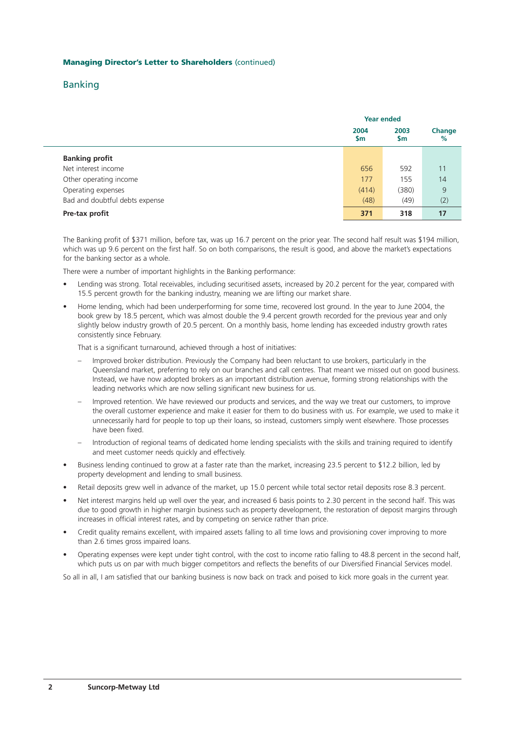**Managing Director's Letter to Shareholders** (continued)

## Banking

| | Year ended | | |
|---|---|---|---|
| | **2004 $m** | **2003 $m** | **Change %** |
| **Banking profit** | | | |
| Net interest income | 656 | 592 | 11 |
| Other operating income | 177 | 155 | 14 |
| Operating expenses | (414) | (380) | 9 |
| Bad and doubtful debts expense | (48) | (49) | (2) |
| **Pre-tax profit** | **371** | **318** | **17** |

The Banking profit of $371 million, before tax, was up 16.7 percent on the prior year. The second half result was $194 million, which was up 9.6 percent on the first half. So on both comparisons, the result is good, and above the market's expectations for the banking sector as a whole.

There were a number of important highlights in the Banking performance:

- Lending was strong. Total receivables, including securitised assets, increased by 20.2 percent for the year, compared with 15.5 percent growth for the banking industry, meaning we are lifting our market share.
- Home lending, which had been underperforming for some time, recovered lost ground. In the year to June 2004, the book grew by 18.5 percent, which was almost double the 9.4 percent growth recorded for the previous year and only slightly below industry growth of 20.5 percent. On a monthly basis, home lending has exceeded industry growth rates consistently since February.

  That is a significant turnaround, achieved through a host of initiatives:

  - Improved broker distribution. Previously the Company had been reluctant to use brokers, particularly in the Queensland market, preferring to rely on our branches and call centres. That meant we missed out on good business. Instead, we have now adopted brokers as an important distribution avenue, forming strong relationships with the leading networks which are now selling significant new business for us.
  - Improved retention. We have reviewed our products and services, and the way we treat our customers, to improve the overall customer experience and make it easier for them to do business with us. For example, we used to make it unnecessarily hard for people to top up their loans, so instead, customers simply went elsewhere. Those processes have been fixed.
  - Introduction of regional teams of dedicated home lending specialists with the skills and training required to identify and meet customer needs quickly and effectively.
- Business lending continued to grow at a faster rate than the market, increasing 23.5 percent to $12.2 billion, led by property development and lending to small business.
- Retail deposits grew well in advance of the market, up 15.0 percent while total sector retail deposits rose 8.3 percent.
- Net interest margins held up well over the year, and increased 6 basis points to 2.30 percent in the second half. This was due to good growth in higher margin business such as property development, the restoration of deposit margins through increases in official interest rates, and by competing on service rather than price.
- Credit quality remains excellent, with impaired assets falling to all time lows and provisioning cover improving to more than 2.6 times gross impaired loans.
- Operating expenses were kept under tight control, with the cost to income ratio falling to 48.8 percent in the second half, which puts us on par with much bigger competitors and reflects the benefits of our Diversified Financial Services model.

So all in all, I am satisfied that our banking business is now back on track and poised to kick more goals in the current year.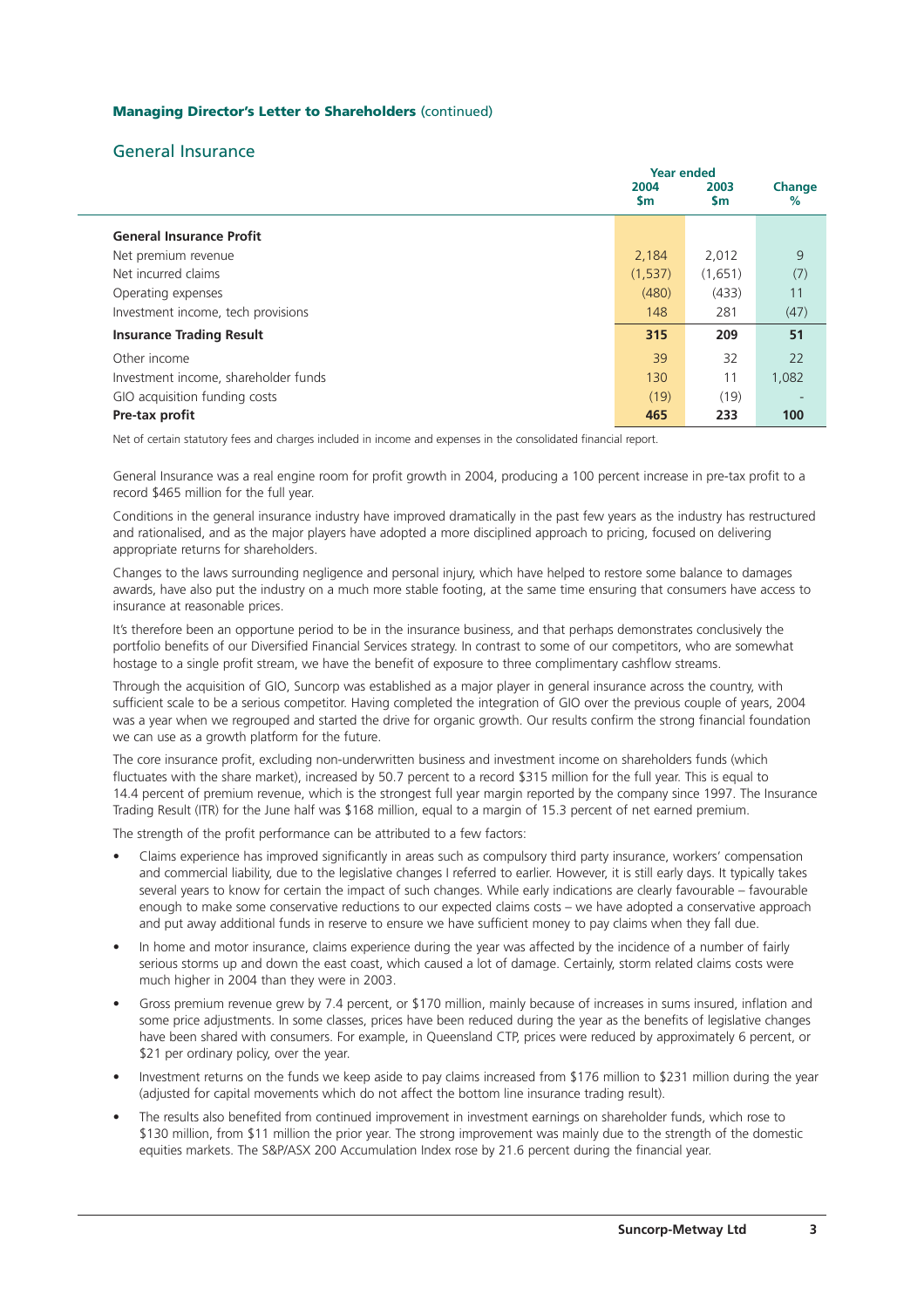**Managing Director's Letter to Shareholders** (continued)

## General Insurance

| | Year ended 2004 \$m | 2003 \$m | Change % |
|---|---|---|---|
| **General Insurance Profit** | | | |
| Net premium revenue | 2,184 | 2,012 | 9 |
| Net incurred claims | (1,537) | (1,651) | (7) |
| Operating expenses | (480) | (433) | 11 |
| Investment income, tech provisions | 148 | 281 | (47) |
| **Insurance Trading Result** | **315** | **209** | **51** |
| Other income | 39 | 32 | 22 |
| Investment income, shareholder funds | 130 | 11 | 1,082 |
| GIO acquisition funding costs | (19) | (19) | - |
| **Pre-tax profit** | **465** | **233** | **100** |

Net of certain statutory fees and charges included in income and expenses in the consolidated financial report.

General Insurance was a real engine room for profit growth in 2004, producing a 100 percent increase in pre-tax profit to a record $465 million for the full year.

Conditions in the general insurance industry have improved dramatically in the past few years as the industry has restructured and rationalised, and as the major players have adopted a more disciplined approach to pricing, focused on delivering appropriate returns for shareholders.

Changes to the laws surrounding negligence and personal injury, which have helped to restore some balance to damages awards, have also put the industry on a much more stable footing, at the same time ensuring that consumers have access to insurance at reasonable prices.

It's therefore been an opportune period to be in the insurance business, and that perhaps demonstrates conclusively the portfolio benefits of our Diversified Financial Services strategy. In contrast to some of our competitors, who are somewhat hostage to a single profit stream, we have the benefit of exposure to three complimentary cashflow streams.

Through the acquisition of GIO, Suncorp was established as a major player in general insurance across the country, with sufficient scale to be a serious competitor. Having completed the integration of GIO over the previous couple of years, 2004 was a year when we regrouped and started the drive for organic growth. Our results confirm the strong financial foundation we can use as a growth platform for the future.

The core insurance profit, excluding non-underwritten business and investment income on shareholders funds (which fluctuates with the share market), increased by 50.7 percent to a record $315 million for the full year. This is equal to 14.4 percent of premium revenue, which is the strongest full year margin reported by the company since 1997. The Insurance Trading Result (ITR) for the June half was $168 million, equal to a margin of 15.3 percent of net earned premium.

The strength of the profit performance can be attributed to a few factors:

- Claims experience has improved significantly in areas such as compulsory third party insurance, workers' compensation and commercial liability, due to the legislative changes I referred to earlier. However, it is still early days. It typically takes several years to know for certain the impact of such changes. While early indications are clearly favourable – favourable enough to make some conservative reductions to our expected claims costs – we have adopted a conservative approach and put away additional funds in reserve to ensure we have sufficient money to pay claims when they fall due.
- In home and motor insurance, claims experience during the year was affected by the incidence of a number of fairly serious storms up and down the east coast, which caused a lot of damage. Certainly, storm related claims costs were much higher in 2004 than they were in 2003.
- Gross premium revenue grew by 7.4 percent, or $170 million, mainly because of increases in sums insured, inflation and some price adjustments. In some classes, prices have been reduced during the year as the benefits of legislative changes have been shared with consumers. For example, in Queensland CTP, prices were reduced by approximately 6 percent, or $21 per ordinary policy, over the year.
- Investment returns on the funds we keep aside to pay claims increased from $176 million to $231 million during the year (adjusted for capital movements which do not affect the bottom line insurance trading result).
- The results also benefited from continued improvement in investment earnings on shareholder funds, which rose to $130 million, from $11 million the prior year. The strong improvement was mainly due to the strength of the domestic equities markets. The S&P/ASX 200 Accumulation Index rose by 21.6 percent during the financial year.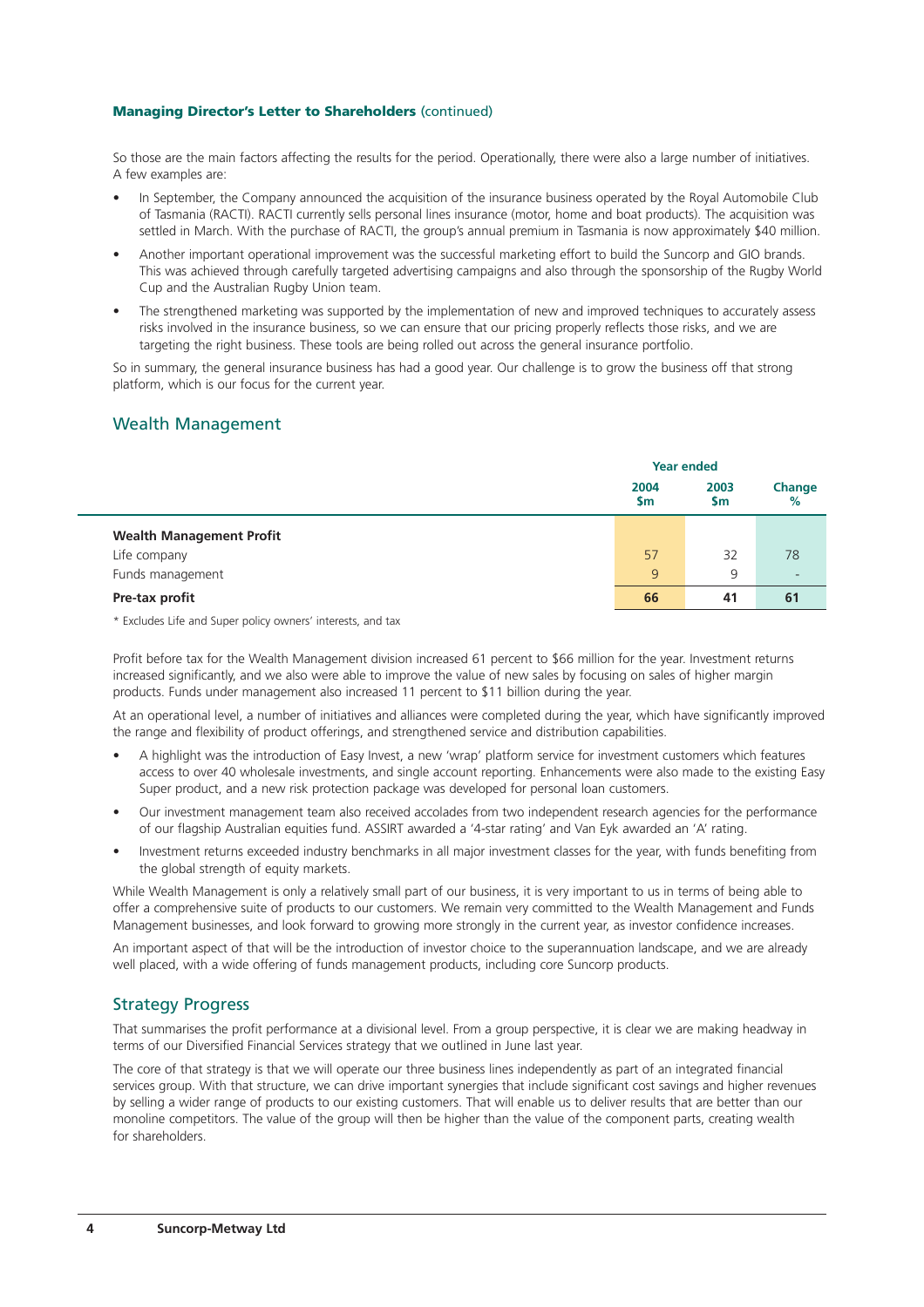**Managing Director's Letter to Shareholders** (continued)

So those are the main factors affecting the results for the period. Operationally, there were also a large number of initiatives. A few examples are:

- In September, the Company announced the acquisition of the insurance business operated by the Royal Automobile Club of Tasmania (RACTI). RACTI currently sells personal lines insurance (motor, home and boat products). The acquisition was settled in March. With the purchase of RACTI, the group's annual premium in Tasmania is now approximately $40 million.
- Another important operational improvement was the successful marketing effort to build the Suncorp and GIO brands. This was achieved through carefully targeted advertising campaigns and also through the sponsorship of the Rugby World Cup and the Australian Rugby Union team.
- The strengthened marketing was supported by the implementation of new and improved techniques to accurately assess risks involved in the insurance business, so we can ensure that our pricing properly reflects those risks, and we are targeting the right business. These tools are being rolled out across the general insurance portfolio.

So in summary, the general insurance business has had a good year. Our challenge is to grow the business off that strong platform, which is our focus for the current year.

## Wealth Management

| | Year ended | | |
|---|---|---|---|
| | 2004 $m | 2003 $m | Change % |
| **Wealth Management Profit** | | | |
| Life company | 57 | 32 | 78 |
| Funds management | 9 | 9 | - |
| **Pre-tax profit** | **66** | **41** | **61** |

\* Excludes Life and Super policy owners' interests, and tax

Profit before tax for the Wealth Management division increased 61 percent to $66 million for the year. Investment returns increased significantly, and we also were able to improve the value of new sales by focusing on sales of higher margin products. Funds under management also increased 11 percent to $11 billion during the year.

At an operational level, a number of initiatives and alliances were completed during the year, which have significantly improved the range and flexibility of product offerings, and strengthened service and distribution capabilities.

- A highlight was the introduction of Easy Invest, a new 'wrap' platform service for investment customers which features access to over 40 wholesale investments, and single account reporting. Enhancements were also made to the existing Easy Super product, and a new risk protection package was developed for personal loan customers.
- Our investment management team also received accolades from two independent research agencies for the performance of our flagship Australian equities fund. ASSIRT awarded a '4-star rating' and Van Eyk awarded an 'A' rating.
- Investment returns exceeded industry benchmarks in all major investment classes for the year, with funds benefiting from the global strength of equity markets.

While Wealth Management is only a relatively small part of our business, it is very important to us in terms of being able to offer a comprehensive suite of products to our customers. We remain very committed to the Wealth Management and Funds Management businesses, and look forward to growing more strongly in the current year, as investor confidence increases.

An important aspect of that will be the introduction of investor choice to the superannuation landscape, and we are already well placed, with a wide offering of funds management products, including core Suncorp products.

## Strategy Progress

That summarises the profit performance at a divisional level. From a group perspective, it is clear we are making headway in terms of our Diversified Financial Services strategy that we outlined in June last year.

The core of that strategy is that we will operate our three business lines independently as part of an integrated financial services group. With that structure, we can drive important synergies that include significant cost savings and higher revenues by selling a wider range of products to our existing customers. That will enable us to deliver results that are better than our monoline competitors. The value of the group will then be higher than the value of the component parts, creating wealth for shareholders.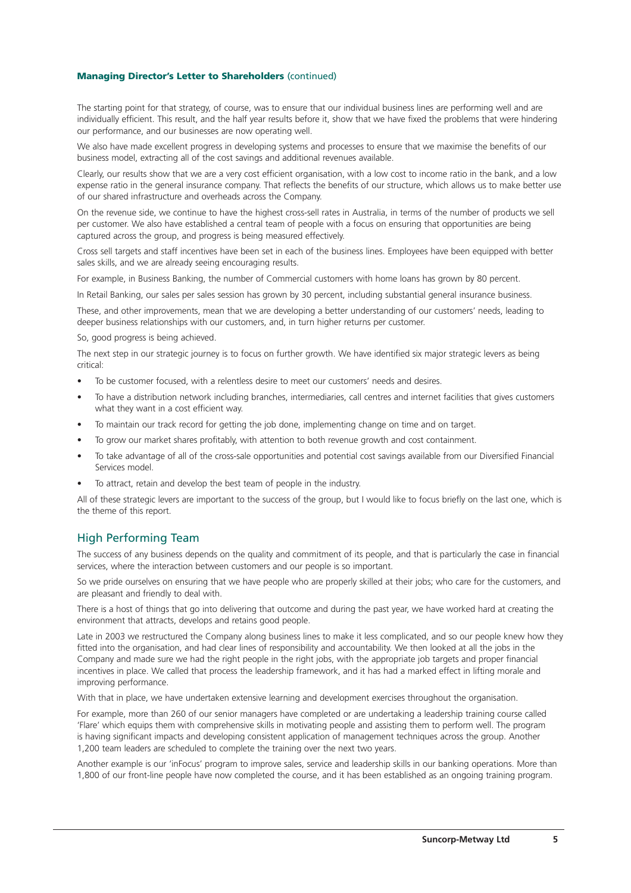**Managing Director's Letter to Shareholders** (continued)

The starting point for that strategy, of course, was to ensure that our individual business lines are performing well and are individually efficient. This result, and the half year results before it, show that we have fixed the problems that were hindering our performance, and our businesses are now operating well.

We also have made excellent progress in developing systems and processes to ensure that we maximise the benefits of our business model, extracting all of the cost savings and additional revenues available.

Clearly, our results show that we are a very cost efficient organisation, with a low cost to income ratio in the bank, and a low expense ratio in the general insurance company. That reflects the benefits of our structure, which allows us to make better use of our shared infrastructure and overheads across the Company.

On the revenue side, we continue to have the highest cross-sell rates in Australia, in terms of the number of products we sell per customer. We also have established a central team of people with a focus on ensuring that opportunities are being captured across the group, and progress is being measured effectively.

Cross sell targets and staff incentives have been set in each of the business lines. Employees have been equipped with better sales skills, and we are already seeing encouraging results.

For example, in Business Banking, the number of Commercial customers with home loans has grown by 80 percent.

In Retail Banking, our sales per sales session has grown by 30 percent, including substantial general insurance business.

These, and other improvements, mean that we are developing a better understanding of our customers' needs, leading to deeper business relationships with our customers, and, in turn higher returns per customer.

So, good progress is being achieved.

The next step in our strategic journey is to focus on further growth. We have identified six major strategic levers as being critical:

- To be customer focused, with a relentless desire to meet our customers' needs and desires.
- To have a distribution network including branches, intermediaries, call centres and internet facilities that gives customers what they want in a cost efficient way.
- To maintain our track record for getting the job done, implementing change on time and on target.
- To grow our market shares profitably, with attention to both revenue growth and cost containment.
- To take advantage of all of the cross-sale opportunities and potential cost savings available from our Diversified Financial Services model.
- To attract, retain and develop the best team of people in the industry.

All of these strategic levers are important to the success of the group, but I would like to focus briefly on the last one, which is the theme of this report.

## High Performing Team

The success of any business depends on the quality and commitment of its people, and that is particularly the case in financial services, where the interaction between customers and our people is so important.

So we pride ourselves on ensuring that we have people who are properly skilled at their jobs; who care for the customers, and are pleasant and friendly to deal with.

There is a host of things that go into delivering that outcome and during the past year, we have worked hard at creating the environment that attracts, develops and retains good people.

Late in 2003 we restructured the Company along business lines to make it less complicated, and so our people knew how they fitted into the organisation, and had clear lines of responsibility and accountability. We then looked at all the jobs in the Company and made sure we had the right people in the right jobs, with the appropriate job targets and proper financial incentives in place. We called that process the leadership framework, and it has had a marked effect in lifting morale and improving performance.

With that in place, we have undertaken extensive learning and development exercises throughout the organisation.

For example, more than 260 of our senior managers have completed or are undertaking a leadership training course called 'Flare' which equips them with comprehensive skills in motivating people and assisting them to perform well. The program is having significant impacts and developing consistent application of management techniques across the group. Another 1,200 team leaders are scheduled to complete the training over the next two years.

Another example is our 'inFocus' program to improve sales, service and leadership skills in our banking operations. More than 1,800 of our front-line people have now completed the course, and it has been established as an ongoing training program.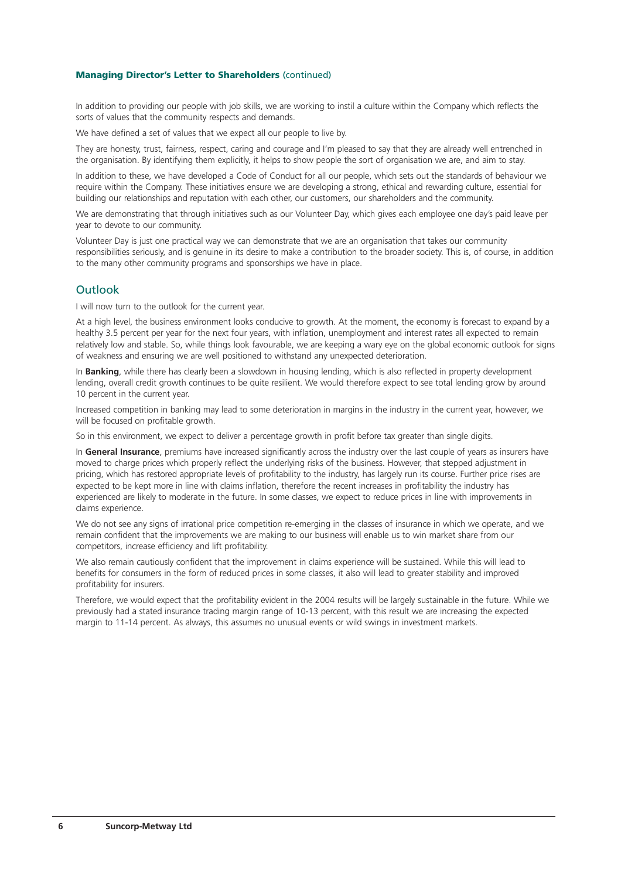**Managing Director's Letter to Shareholders** (continued)

In addition to providing our people with job skills, we are working to instil a culture within the Company which reflects the sorts of values that the community respects and demands.

We have defined a set of values that we expect all our people to live by.

They are honesty, trust, fairness, respect, caring and courage and I'm pleased to say that they are already well entrenched in the organisation. By identifying them explicitly, it helps to show people the sort of organisation we are, and aim to stay.

In addition to these, we have developed a Code of Conduct for all our people, which sets out the standards of behaviour we require within the Company. These initiatives ensure we are developing a strong, ethical and rewarding culture, essential for building our relationships and reputation with each other, our customers, our shareholders and the community.

We are demonstrating that through initiatives such as our Volunteer Day, which gives each employee one day's paid leave per year to devote to our community.

Volunteer Day is just one practical way we can demonstrate that we are an organisation that takes our community responsibilities seriously, and is genuine in its desire to make a contribution to the broader society. This is, of course, in addition to the many other community programs and sponsorships we have in place.

## Outlook

I will now turn to the outlook for the current year.

At a high level, the business environment looks conducive to growth. At the moment, the economy is forecast to expand by a healthy 3.5 percent per year for the next four years, with inflation, unemployment and interest rates all expected to remain relatively low and stable. So, while things look favourable, we are keeping a wary eye on the global economic outlook for signs of weakness and ensuring we are well positioned to withstand any unexpected deterioration.

In **Banking**, while there has clearly been a slowdown in housing lending, which is also reflected in property development lending, overall credit growth continues to be quite resilient. We would therefore expect to see total lending grow by around 10 percent in the current year.

Increased competition in banking may lead to some deterioration in margins in the industry in the current year, however, we will be focused on profitable growth.

So in this environment, we expect to deliver a percentage growth in profit before tax greater than single digits.

In **General Insurance**, premiums have increased significantly across the industry over the last couple of years as insurers have moved to charge prices which properly reflect the underlying risks of the business. However, that stepped adjustment in pricing, which has restored appropriate levels of profitability to the industry, has largely run its course. Further price rises are expected to be kept more in line with claims inflation, therefore the recent increases in profitability the industry has experienced are likely to moderate in the future. In some classes, we expect to reduce prices in line with improvements in claims experience.

We do not see any signs of irrational price competition re-emerging in the classes of insurance in which we operate, and we remain confident that the improvements we are making to our business will enable us to win market share from our competitors, increase efficiency and lift profitability.

We also remain cautiously confident that the improvement in claims experience will be sustained. While this will lead to benefits for consumers in the form of reduced prices in some classes, it also will lead to greater stability and improved profitability for insurers.

Therefore, we would expect that the profitability evident in the 2004 results will be largely sustainable in the future. While we previously had a stated insurance trading margin range of 10-13 percent, with this result we are increasing the expected margin to 11-14 percent. As always, this assumes no unusual events or wild swings in investment markets.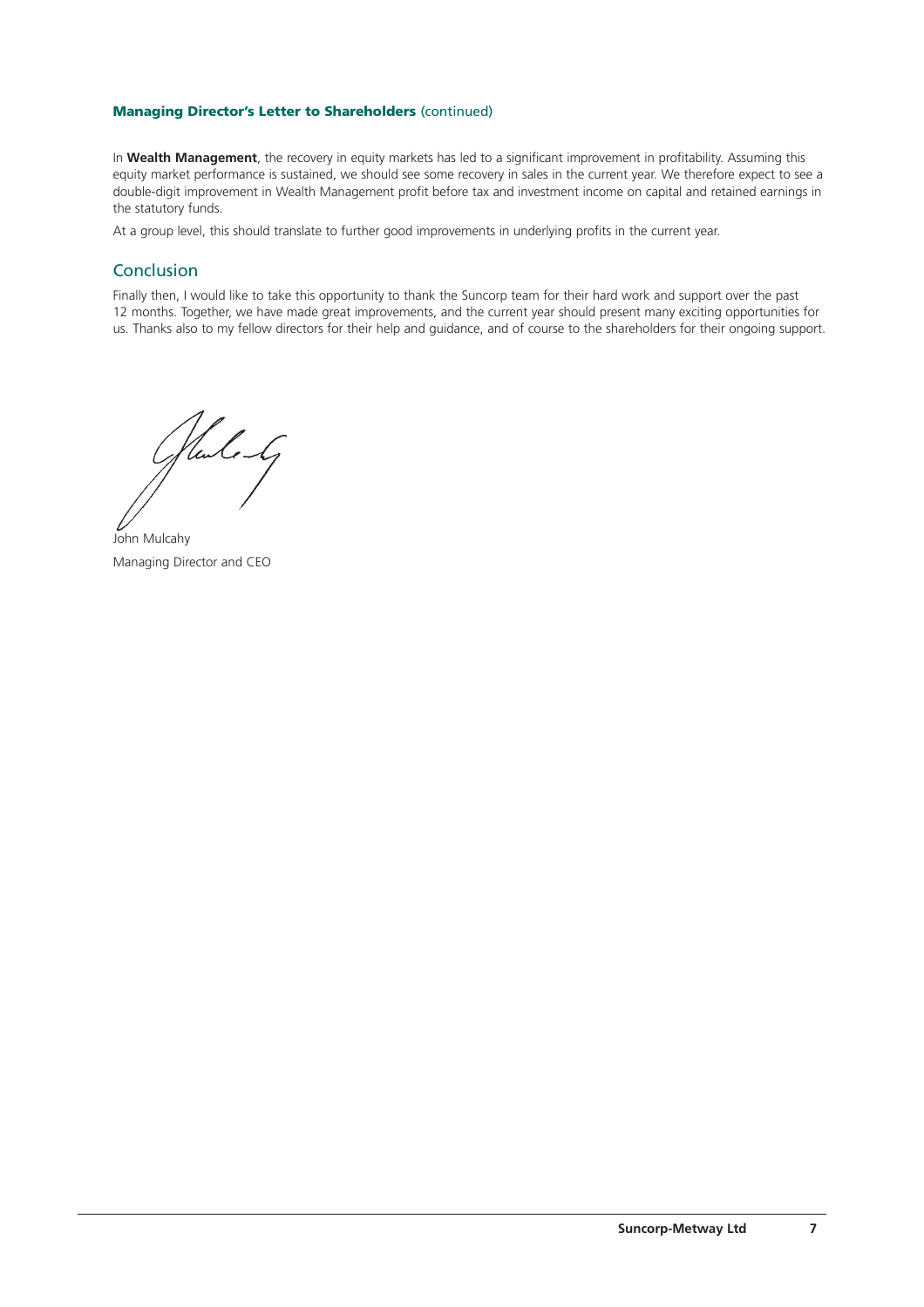**Managing Director's Letter to Shareholders** (continued)

In **Wealth Management**, the recovery in equity markets has led to a significant improvement in profitability. Assuming this equity market performance is sustained, we should see some recovery in sales in the current year. We therefore expect to see a double-digit improvement in Wealth Management profit before tax and investment income on capital and retained earnings in the statutory funds.

At a group level, this should translate to further good improvements in underlying profits in the current year.

## Conclusion

Finally then, I would like to take this opportunity to thank the Suncorp team for their hard work and support over the past 12 months. Together, we have made great improvements, and the current year should present many exciting opportunities for us. Thanks also to my fellow directors for their help and guidance, and of course to the shareholders for their ongoing support.

John Mulcahy
Managing Director and CEO